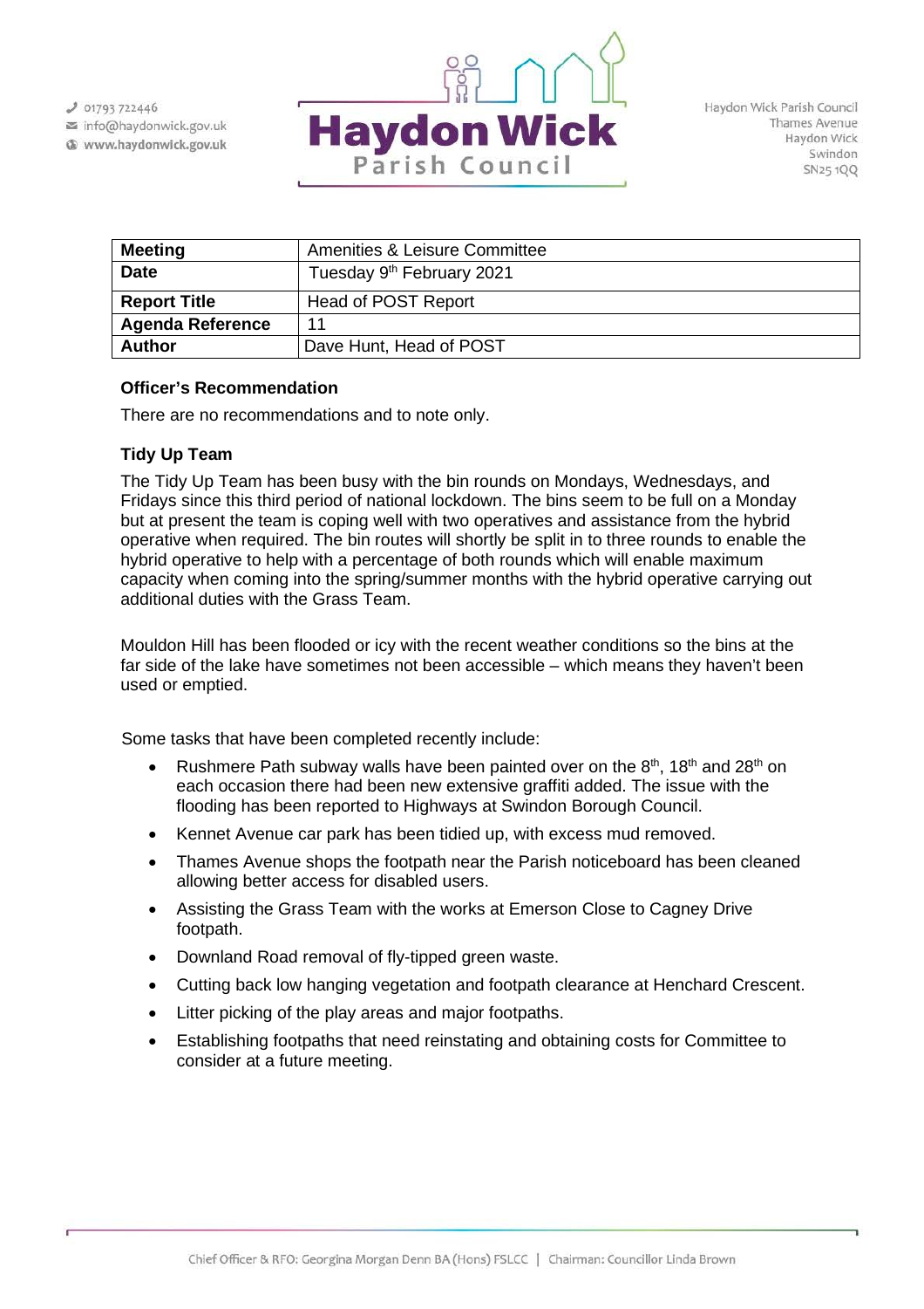| Meeting | Amenities & Leisure Committee |
|---|---|
| Date | Tuesday 9th February 2021 |
| Report Title | Head of POST Report |
| Agenda Reference | 11 |
| Author | Dave Hunt, Head of POST |

**Officer's Recommendation**

There are no recommendations and to note only.

**Tidy Up Team**

The Tidy Up Team has been busy with the bin rounds on Mondays, Wednesdays, and Fridays since this third period of national lockdown. The bins seem to be full on a Monday but at present the team is coping well with two operatives and assistance from the hybrid operative when required. The bin routes will shortly be split in to three rounds to enable the hybrid operative to help with a percentage of both rounds which will enable maximum capacity when coming into the spring/summer months with the hybrid operative carrying out additional duties with the Grass Team.

Mouldon Hill has been flooded or icy with the recent weather conditions so the bins at the far side of the lake have sometimes not been accessible – which means they haven't been used or emptied.

Some tasks that have been completed recently include:

- Rushmere Path subway walls have been painted over on the 8th, 18th and 28th on each occasion there had been new extensive graffiti added. The issue with the flooding has been reported to Highways at Swindon Borough Council.
- Kennet Avenue car park has been tidied up, with excess mud removed.
- Thames Avenue shops the footpath near the Parish noticeboard has been cleaned allowing better access for disabled users.
- Assisting the Grass Team with the works at Emerson Close to Cagney Drive footpath.
- Downland Road removal of fly-tipped green waste.
- Cutting back low hanging vegetation and footpath clearance at Henchard Crescent.
- Litter picking of the play areas and major footpaths.
- Establishing footpaths that need reinstating and obtaining costs for Committee to consider at a future meeting.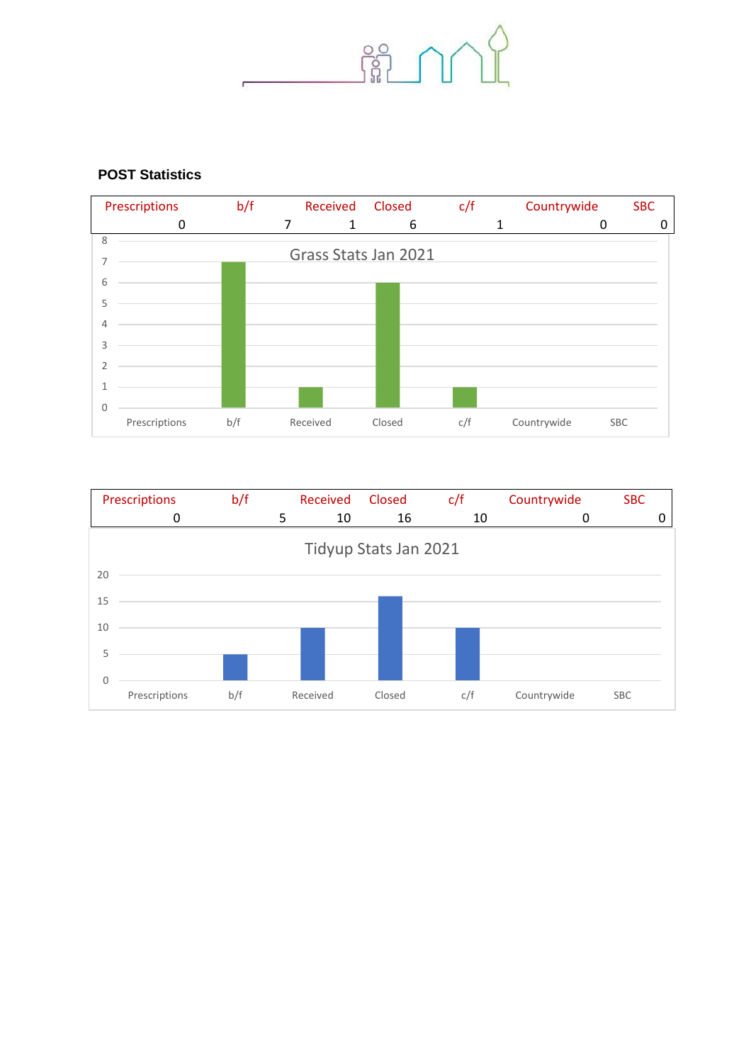**POST Statistics**

| Prescriptions | b/f | Received | Closed | c/f | Countrywide | SBC |
|---|---|---|---|---|---|---|
| 0 | 7 | 1 | 6 | 1 | 0 | 0 |

Grass Stats Jan 2021

8
7
6
5
4
3
2
1
0

Prescriptions b/f Received Closed c/f Countrywide SBC

| Prescriptions | b/f | Received | Closed | c/f | Countrywide | SBC |
|---|---|---|---|---|---|---|
| 0 | 5 | 10 | 16 | 10 | 0 | 0 |

Tidyup Stats Jan 2021

20
15
10
5
0

Prescriptions b/f Received Closed c/f Countrywide SBC